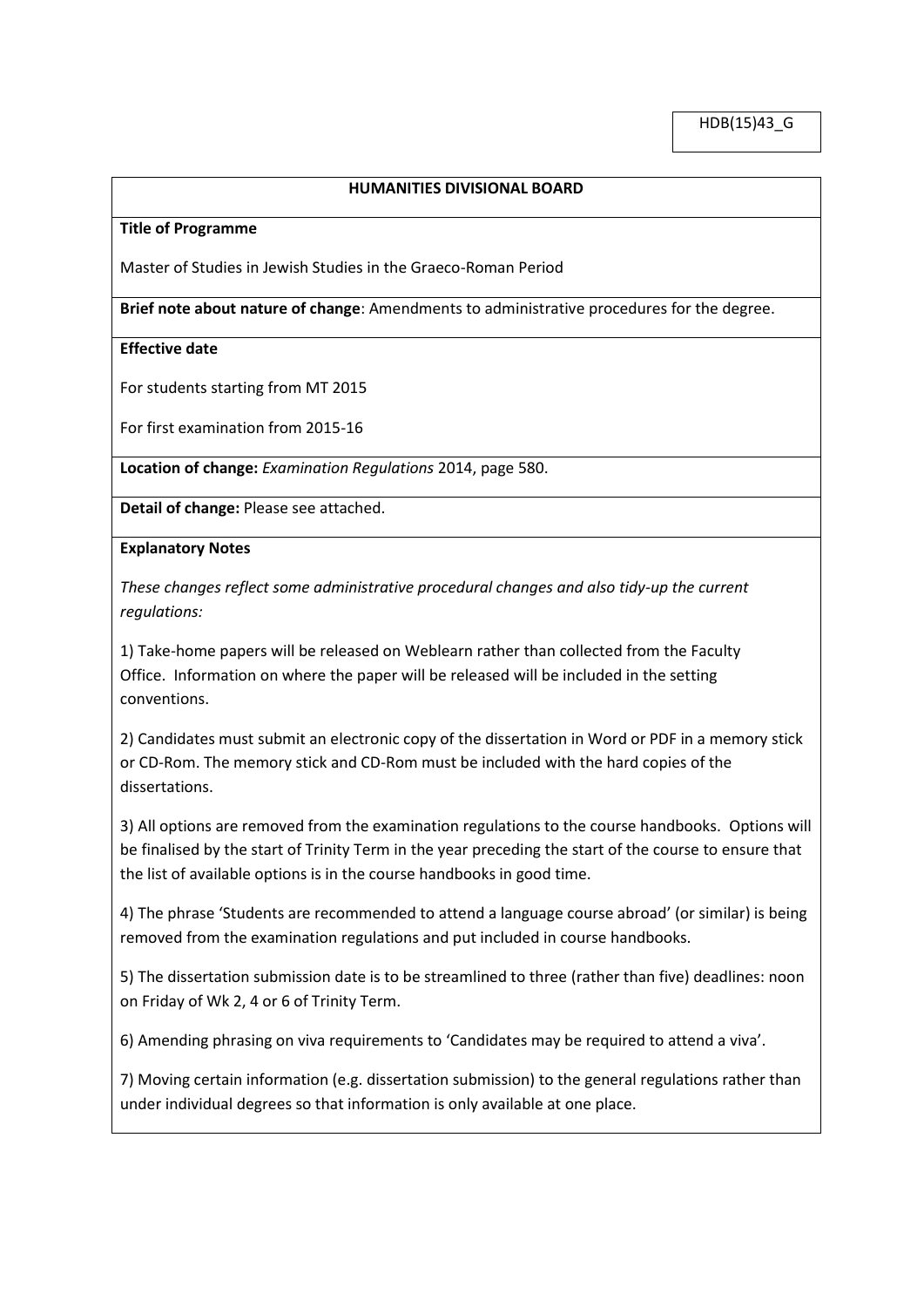HDB(15)43_G

## HUMANITIES DIVISIONAL BOARD

**Title of Programme**

Master of Studies in Jewish Studies in the Graeco-Roman Period

**Brief note about nature of change**: Amendments to administrative procedures for the degree.

**Effective date**

For students starting from MT 2015

For first examination from 2015-16

**Location of change:** *Examination Regulations* 2014, page 580.

**Detail of change:** Please see attached.

**Explanatory Notes**

*These changes reflect some administrative procedural changes and also tidy-up the current regulations:*

1) Take-home papers will be released on Weblearn rather than collected from the Faculty Office. Information on where the paper will be released will be included in the setting conventions.

2) Candidates must submit an electronic copy of the dissertation in Word or PDF in a memory stick or CD-Rom. The memory stick and CD-Rom must be included with the hard copies of the dissertations.

3) All options are removed from the examination regulations to the course handbooks. Options will be finalised by the start of Trinity Term in the year preceding the start of the course to ensure that the list of available options is in the course handbooks in good time.

4) The phrase 'Students are recommended to attend a language course abroad' (or similar) is being removed from the examination regulations and put included in course handbooks.

5) The dissertation submission date is to be streamlined to three (rather than five) deadlines: noon on Friday of Wk 2, 4 or 6 of Trinity Term.

6) Amending phrasing on viva requirements to 'Candidates may be required to attend a viva'.

7) Moving certain information (e.g. dissertation submission) to the general regulations rather than under individual degrees so that information is only available at one place.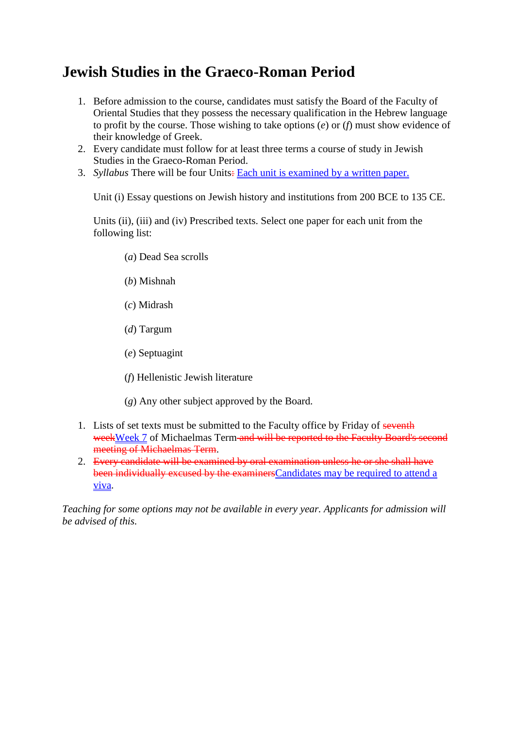# Jewish Studies in the Graeco-Roman Period

1. Before admission to the course, candidates must satisfy the Board of the Faculty of Oriental Studies that they possess the necessary qualification in the Hebrew language to profit by the course. Those wishing to take options (*e*) or (*f*) must show evidence of their knowledge of Greek.
2. Every candidate must follow for at least three terms a course of study in Jewish Studies in the Graeco-Roman Period.
3. *Syllabus* There will be four Units~~:~~ Each unit is examined by a written paper.

   Unit (i) Essay questions on Jewish history and institutions from 200 BCE to 135 CE.

   Units (ii), (iii) and (iv) Prescribed texts. Select one paper for each unit from the following list:

   (*a*) Dead Sea scrolls

   (*b*) Mishnah

   (*c*) Midrash

   (*d*) Targum

   (*e*) Septuagint

   (*f*) Hellenistic Jewish literature

   (*g*) Any other subject approved by the Board.

1. Lists of set texts must be submitted to the Faculty office by Friday of ~~seventh week~~Week 7 of Michaelmas Term~~ and will be reported to the Faculty Board's second meeting of Michaelmas Term~~.
2. ~~Every candidate will be examined by oral examination unless he or she shall have been individually excused by the examiners~~Candidates may be required to attend a viva.

*Teaching for some options may not be available in every year. Applicants for admission will be advised of this.*